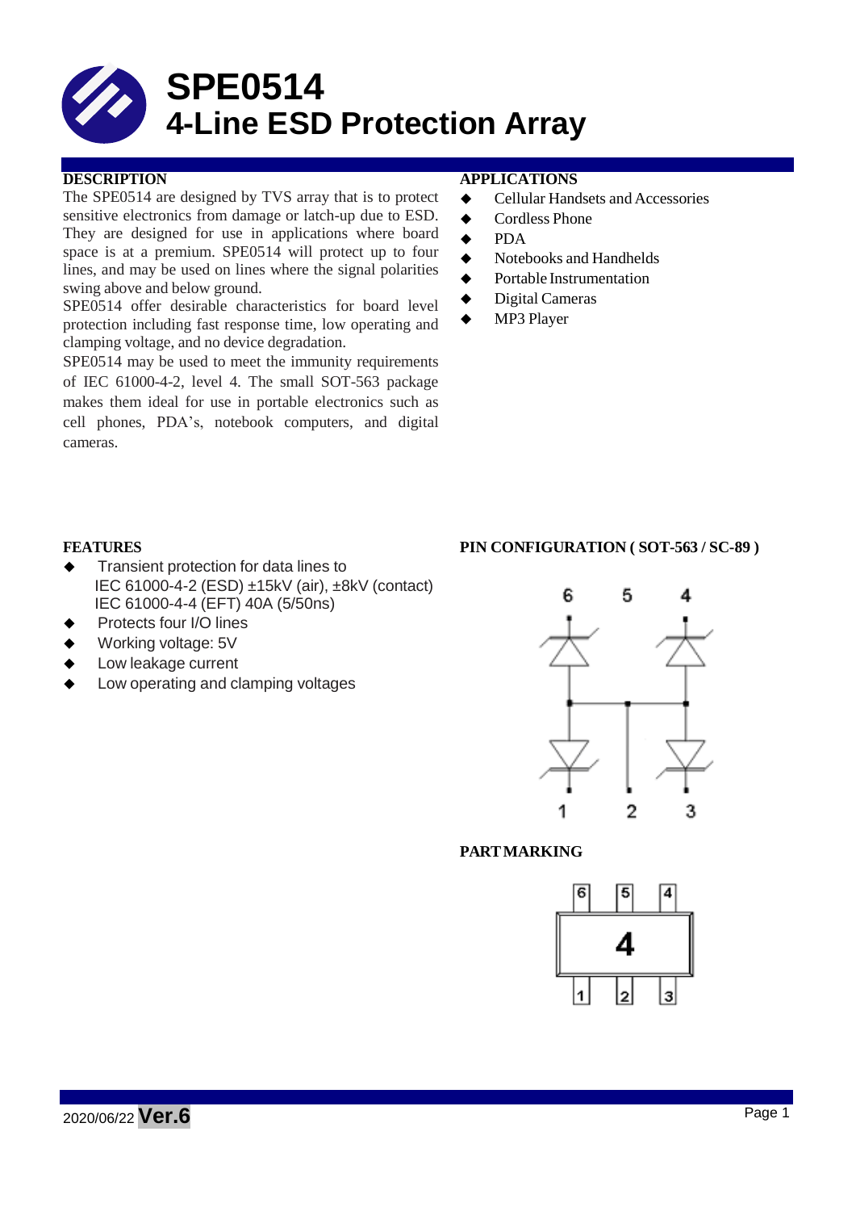# SPE0514
## 4-Line ESD Protection Array

### DESCRIPTION

The SPE0514 are designed by TVS array that is to protect sensitive electronics from damage or latch-up due to ESD. They are designed for use in applications where board space is at a premium. SPE0514 will protect up to four lines, and may be used on lines where the signal polarities swing above and below ground.

SPE0514 offer desirable characteristics for board level protection including fast response time, low operating and clamping voltage, and no device degradation.

SPE0514 may be used to meet the immunity requirements of IEC 61000-4-2, level 4. The small SOT-563 package makes them ideal for use in portable electronics such as cell phones, PDA's, notebook computers, and digital cameras.

### APPLICATIONS

- Cellular Handsets and Accessories
- Cordless Phone
- PDA
- Notebooks and Handhelds
- Portable Instrumentation
- Digital Cameras
- MP3 Player

### FEATURES

- Transient protection for data lines to IEC 61000-4-2 (ESD) ±15kV (air), ±8kV (contact) IEC 61000-4-4 (EFT) 40A (5/50ns)
- Protects four I/O lines
- Working voltage: 5V
- Low leakage current
- Low operating and clamping voltages

### PIN CONFIGURATION ( SOT-563 / SC-89 )

6 5 4

1 2 3

### PART MARKING

6 5 4

4

1 2 3

2020/06/22 **Ver.6**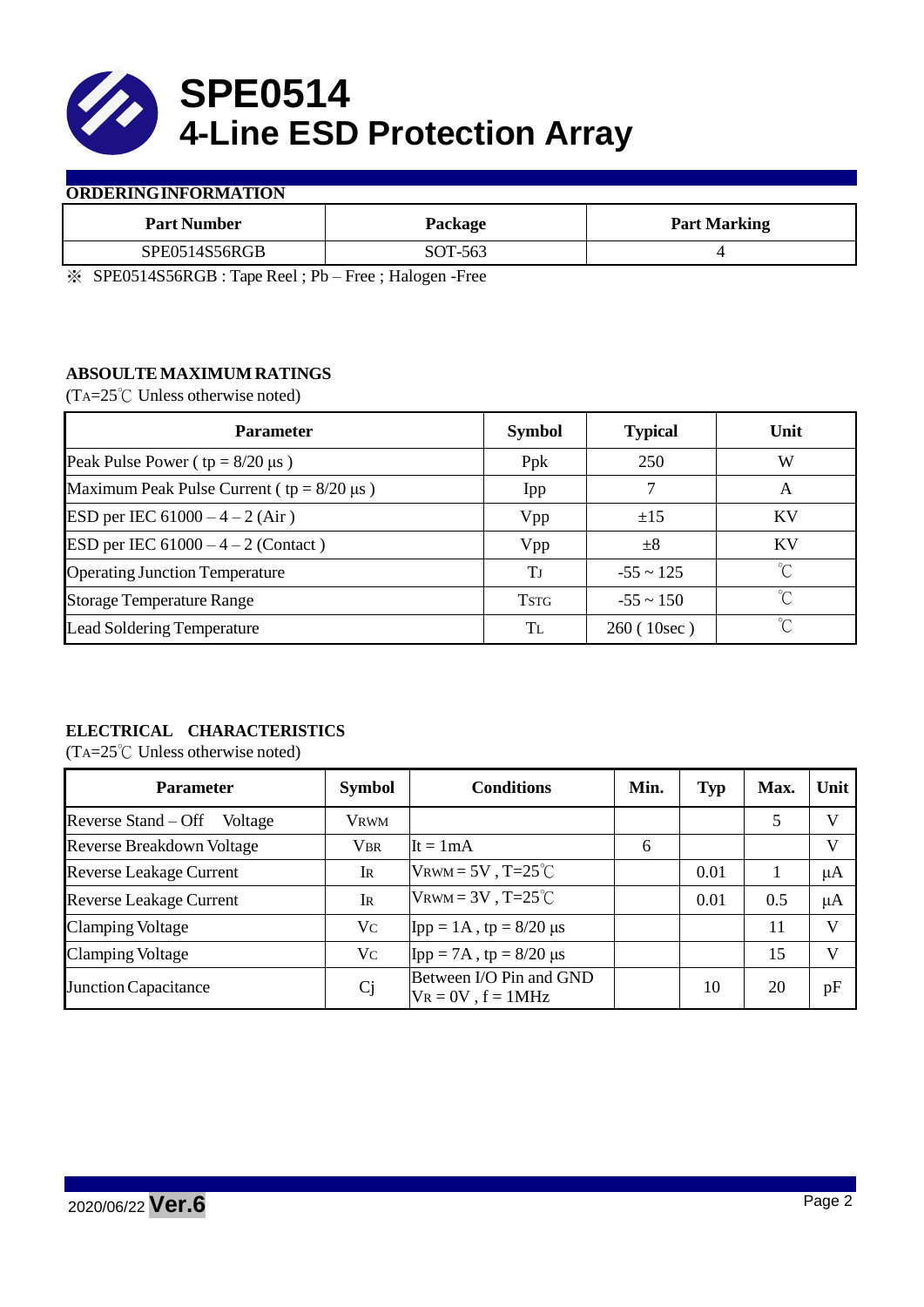# SPE0514
# 4-Line ESD Protection Array

### ORDERING INFORMATION

| Part Number | Package | Part Marking |
|---|---|---|
| SPE0514S56RGB | SOT-563 | 4 |

※ SPE0514S56RGB : Tape Reel ; Pb – Free ; Halogen -Free

### ABSOULTE MAXIMUM RATINGS

($T_A$=25℃ Unless otherwise noted)

| Parameter | Symbol | Typical | Unit |
|---|---|---|---|
| Peak Pulse Power ( tp = 8/20 μs ) | Ppk | 250 | W |
| Maximum Peak Pulse Current ( tp = 8/20 μs ) | Ipp | 7 | A |
| ESD per IEC 61000 – 4 – 2 (Air ) | Vpp | ±15 | KV |
| ESD per IEC 61000 – 4 – 2 (Contact ) | Vpp | ±8 | KV |
| Operating Junction Temperature | $T_J$ | -55 ~ 125 | ℃ |
| Storage Temperature Range | $T_{STG}$ | -55 ~ 150 | ℃ |
| Lead Soldering Temperature | $T_L$ | 260 ( 10sec ) | ℃ |

### ELECTRICAL CHARACTERISTICS

($T_A$=25℃ Unless otherwise noted)

| Parameter | Symbol | Conditions | Min. | Typ | Max. | Unit |
|---|---|---|---|---|---|---|
| Reverse Stand – Off Voltage | $V_{RWM}$ | | | | 5 | V |
| Reverse Breakdown Voltage | $V_{BR}$ | It = 1mA | 6 | | | V |
| Reverse Leakage Current | $I_R$ | $V_{RWM}$ = 5V , T=25℃ | | 0.01 | 1 | μA |
| Reverse Leakage Current | $I_R$ | $V_{RWM}$ = 3V , T=25℃ | | 0.01 | 0.5 | μA |
| Clamping Voltage | $V_C$ | Ipp = 1A , tp = 8/20 μs | | | 11 | V |
| Clamping Voltage | $V_C$ | Ipp = 7A , tp = 8/20 μs | | | 15 | V |
| Junction Capacitance | Cj | Between I/O Pin and GND $V_R$ = 0V , f = 1MHz | | 10 | 20 | pF |

2020/06/22 **Ver.6**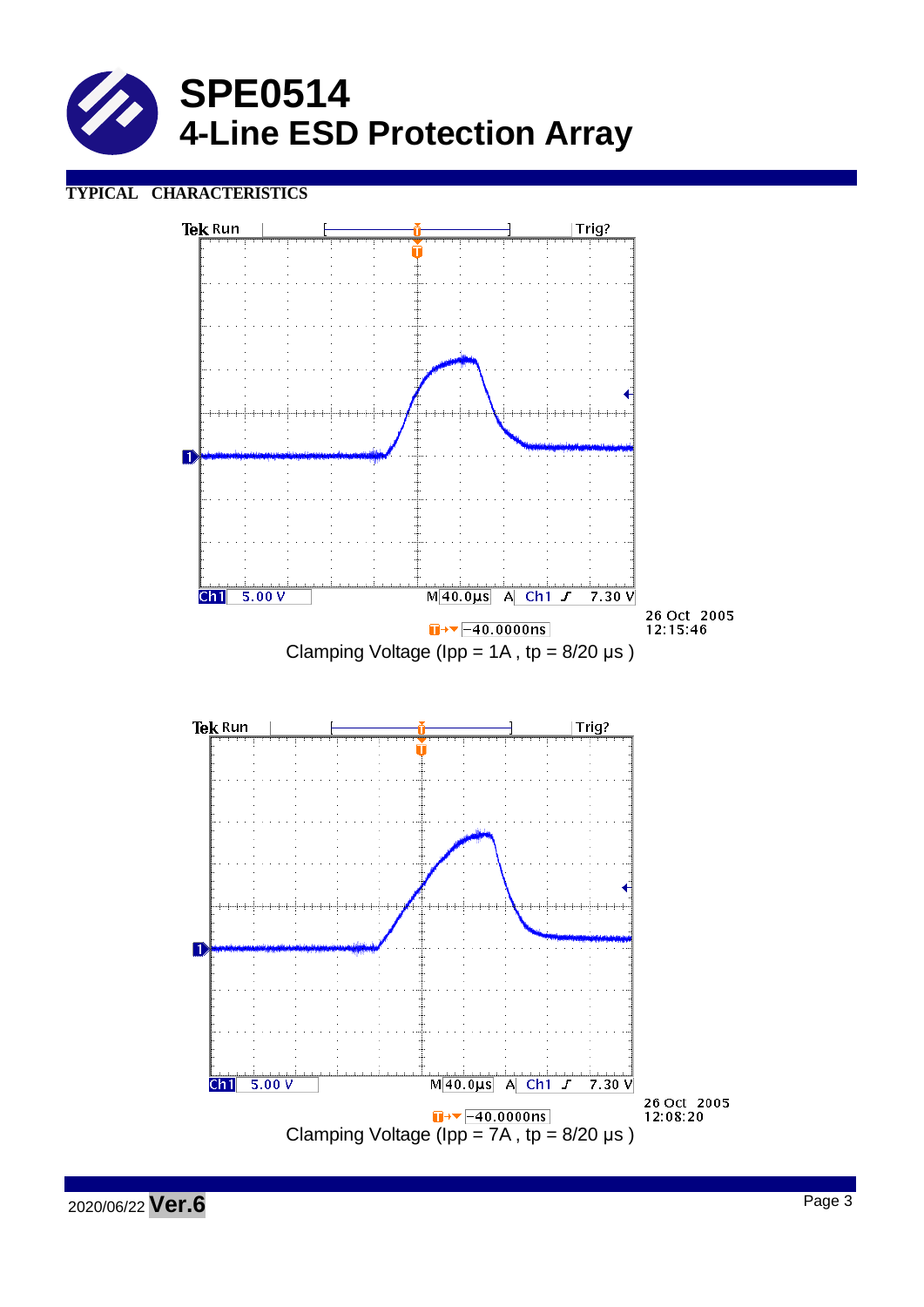# SPE0514
# 4-Line ESD Protection Array

**TYPICAL CHARACTERISTICS**

Clamping Voltage (Ipp = 1A , tp = 8/20 μs )

Clamping Voltage (Ipp = 7A , tp = 8/20 μs )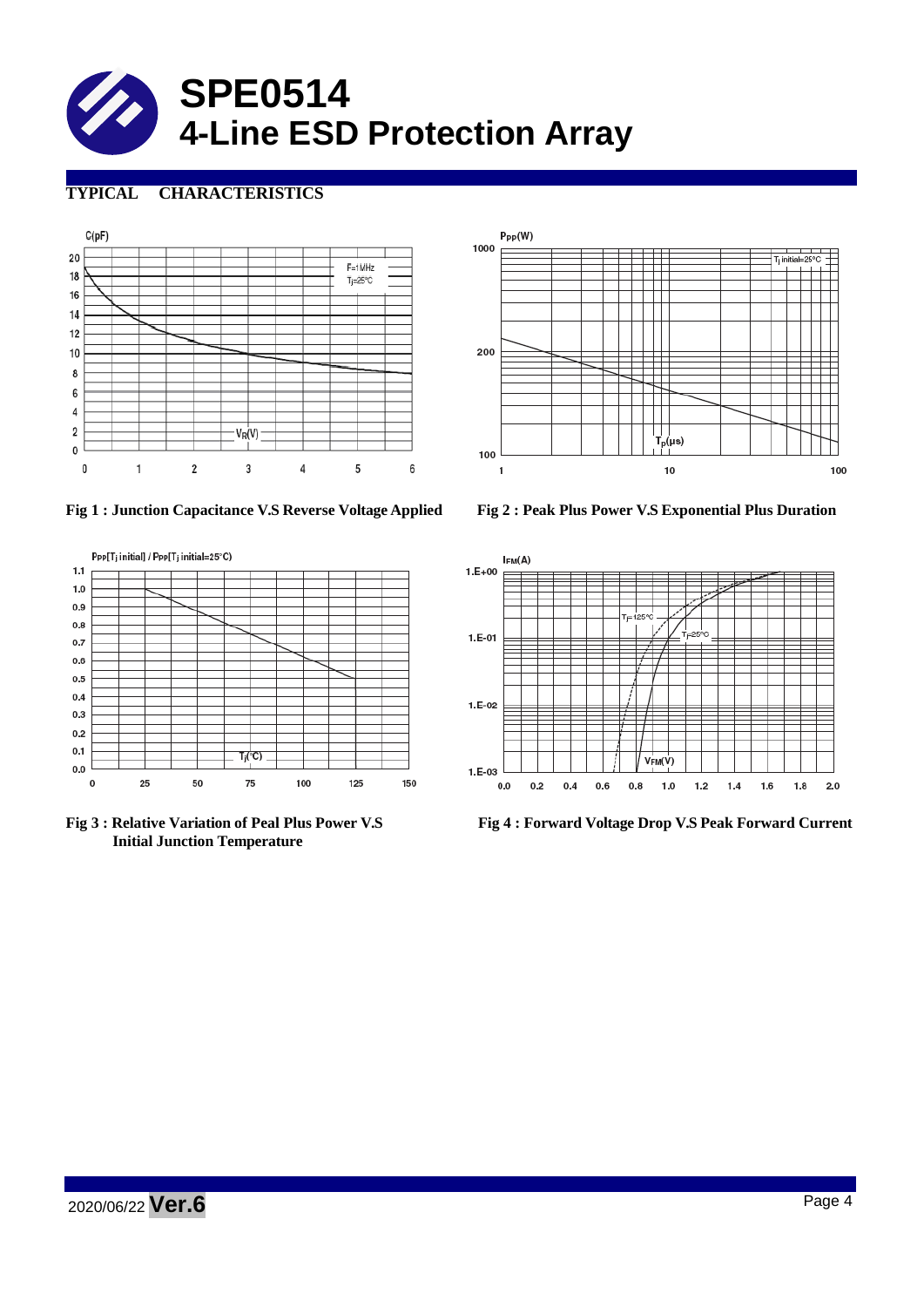# SPE0514
# 4-Line ESD Protection Array

## TYPICAL CHARACTERISTICS

Fig 1 : Junction Capacitance V.S Reverse Voltage Applied

Fig 2 : Peak Plus Power V.S Exponential Plus Duration

Fig 3 : Relative Variation of Peal Plus Power V.S Initial Junction Temperature

Fig 4 : Forward Voltage Drop V.S Peak Forward Current

2020/06/22 **Ver.6**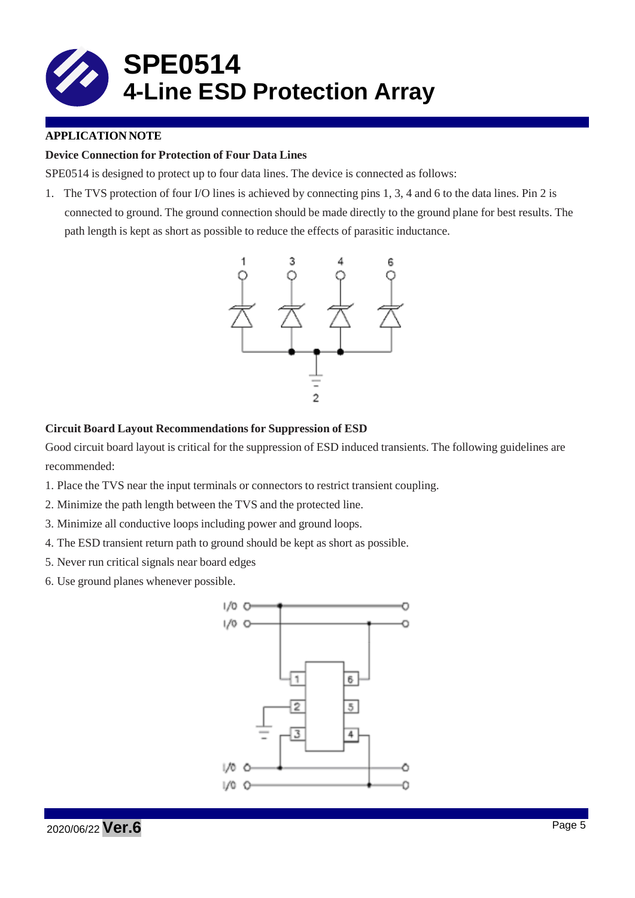# SPE0514
# 4-Line ESD Protection Array

**APPLICATION NOTE**

**Device Connection for Protection of Four Data Lines**

SPE0514 is designed to protect up to four data lines. The device is connected as follows:

1. The TVS protection of four I/O lines is achieved by connecting pins 1, 3, 4 and 6 to the data lines. Pin 2 is connected to ground. The ground connection should be made directly to the ground plane for best results. The path length is kept as short as possible to reduce the effects of parasitic inductance.

**Circuit Board Layout Recommendations for Suppression of ESD**

Good circuit board layout is critical for the suppression of ESD induced transients. The following guidelines are recommended:

1. Place the TVS near the input terminals or connectors to restrict transient coupling.
2. Minimize the path length between the TVS and the protected line.
3. Minimize all conductive loops including power and ground loops.
4. The ESD transient return path to ground should be kept as short as possible.
5. Never run critical signals near board edges
6. Use ground planes whenever possible.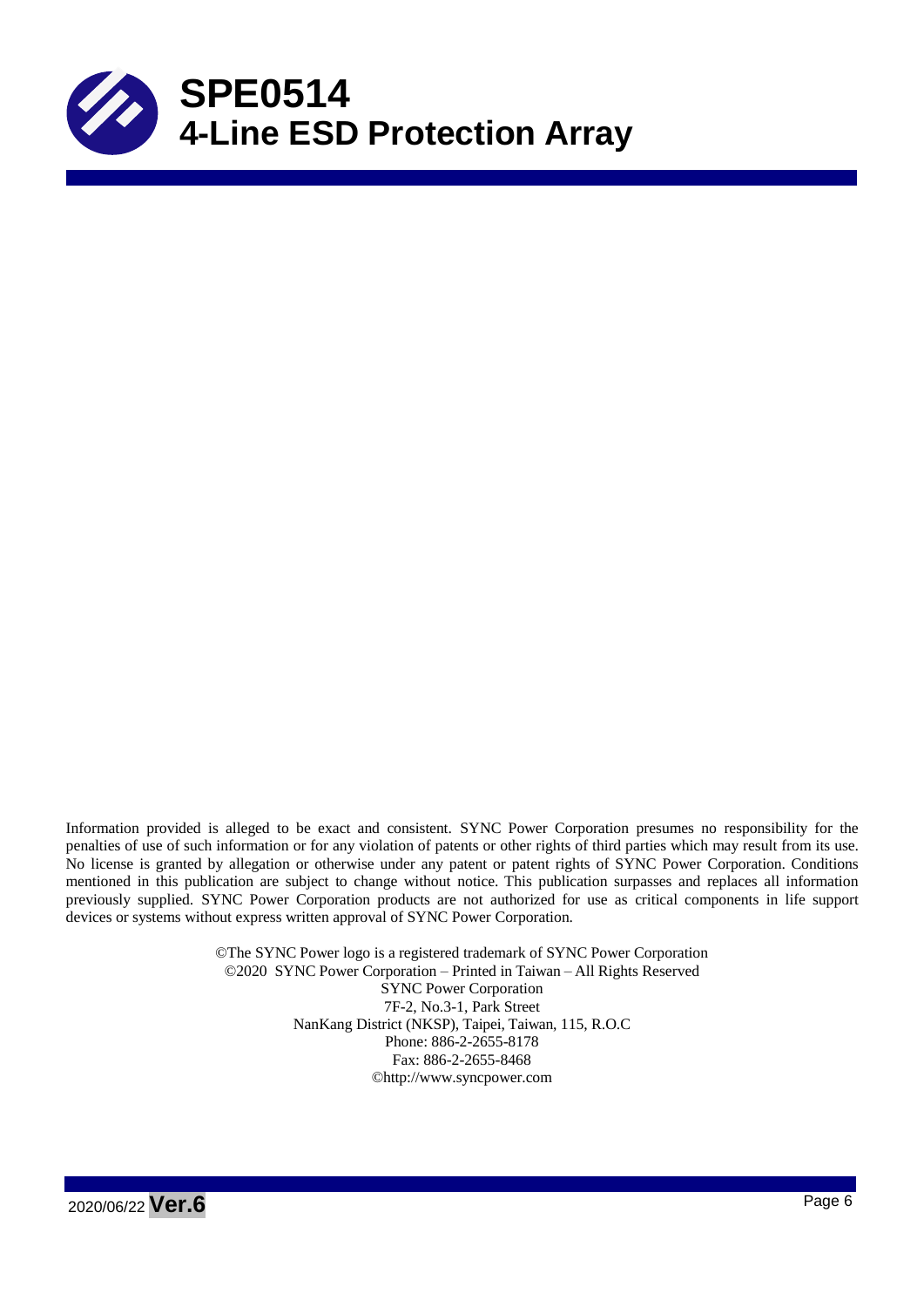Information provided is alleged to be exact and consistent. SYNC Power Corporation presumes no responsibility for the penalties of use of such information or for any violation of patents or other rights of third parties which may result from its use. No license is granted by allegation or otherwise under any patent or patent rights of SYNC Power Corporation. Conditions mentioned in this publication are subject to change without notice. This publication surpasses and replaces all information previously supplied. SYNC Power Corporation products are not authorized for use as critical components in life support devices or systems without express written approval of SYNC Power Corporation.

©The SYNC Power logo is a registered trademark of SYNC Power Corporation
©2020 SYNC Power Corporation – Printed in Taiwan – All Rights Reserved
SYNC Power Corporation
7F-2, No.3-1, Park Street
NanKang District (NKSP), Taipei, Taiwan, 115, R.O.C
Phone: 886-2-2655-8178
Fax: 886-2-2655-8468
©http://www.syncpower.com